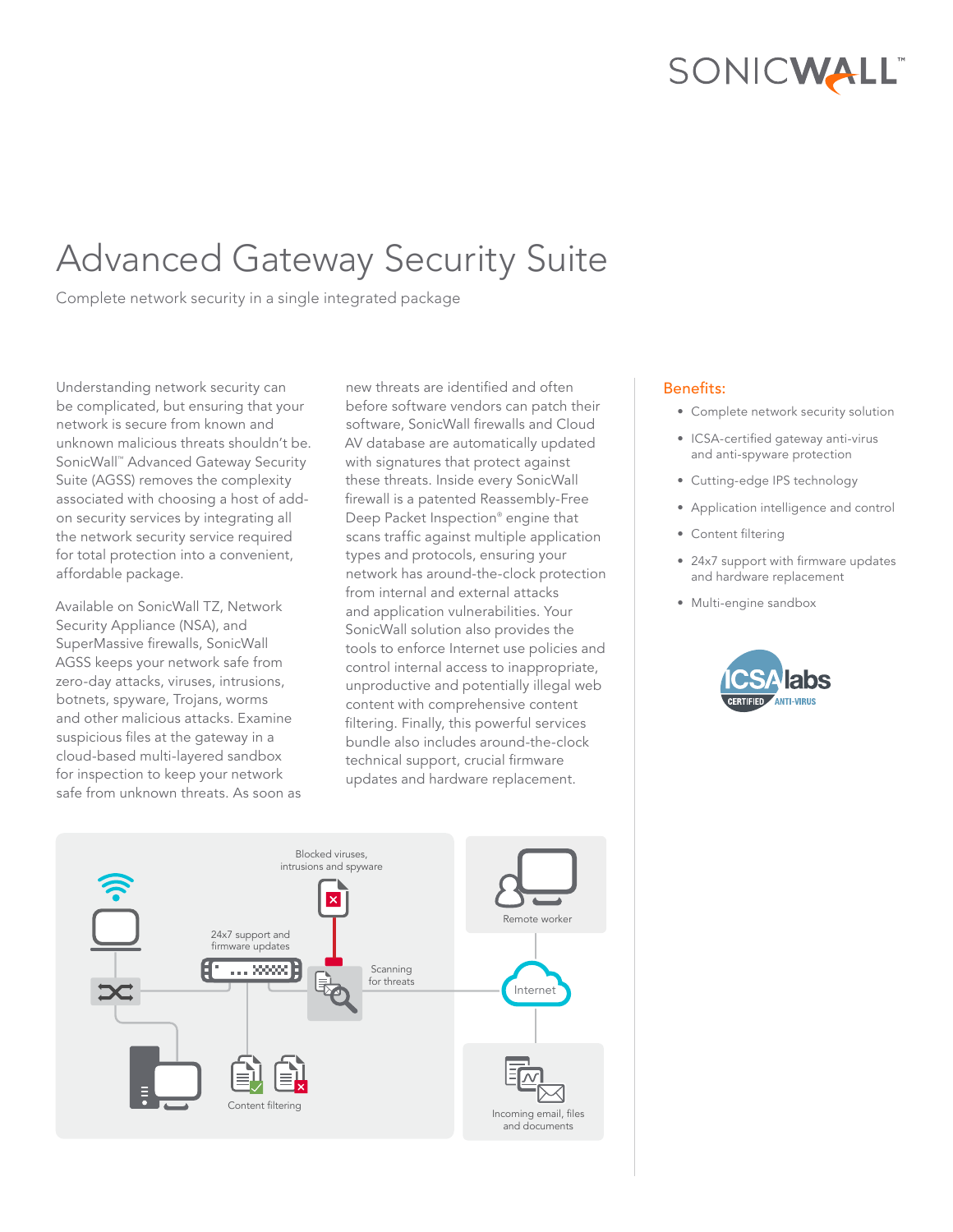# Advanced Gateway Security Suite

Complete network security in a single integrated package

Understanding network security can be complicated, but ensuring that your network is secure from known and unknown malicious threats shouldn't be. SonicWall™ Advanced Gateway Security Suite (AGSS) removes the complexity associated with choosing a host of add-on security services by integrating all the network security service required for total protection into a convenient, affordable package.

Available on SonicWall TZ, Network Security Appliance (NSA), and SuperMassive firewalls, SonicWall AGSS keeps your network safe from zero-day attacks, viruses, intrusions, botnets, spyware, Trojans, worms and other malicious attacks. Examine suspicious files at the gateway in a cloud-based multi-layered sandbox for inspection to keep your network safe from unknown threats. As soon as new threats are identified and often before software vendors can patch their software, SonicWall firewalls and Cloud AV database are automatically updated with signatures that protect against these threats. Inside every SonicWall firewall is a patented Reassembly-Free Deep Packet Inspection® engine that scans traffic against multiple application types and protocols, ensuring your network has around-the-clock protection from internal and external attacks and application vulnerabilities. Your SonicWall solution also provides the tools to enforce Internet use policies and control internal access to inappropriate, unproductive and potentially illegal web content with comprehensive content filtering. Finally, this powerful services bundle also includes around-the-clock technical support, crucial firmware updates and hardware replacement.

Blocked viruses, intrusions and spyware

24x7 support and firmware updates

Scanning for threats

Remote worker

Internet

Content filtering

Incoming email, files and documents

## Benefits:

- Complete network security solution
- ICSA-certified gateway anti-virus and anti-spyware protection
- Cutting-edge IPS technology
- Application intelligence and control
- Content filtering
- 24x7 support with firmware updates and hardware replacement
- Multi-engine sandbox

ICSA labs CERTIFIED ANTI-VIRUS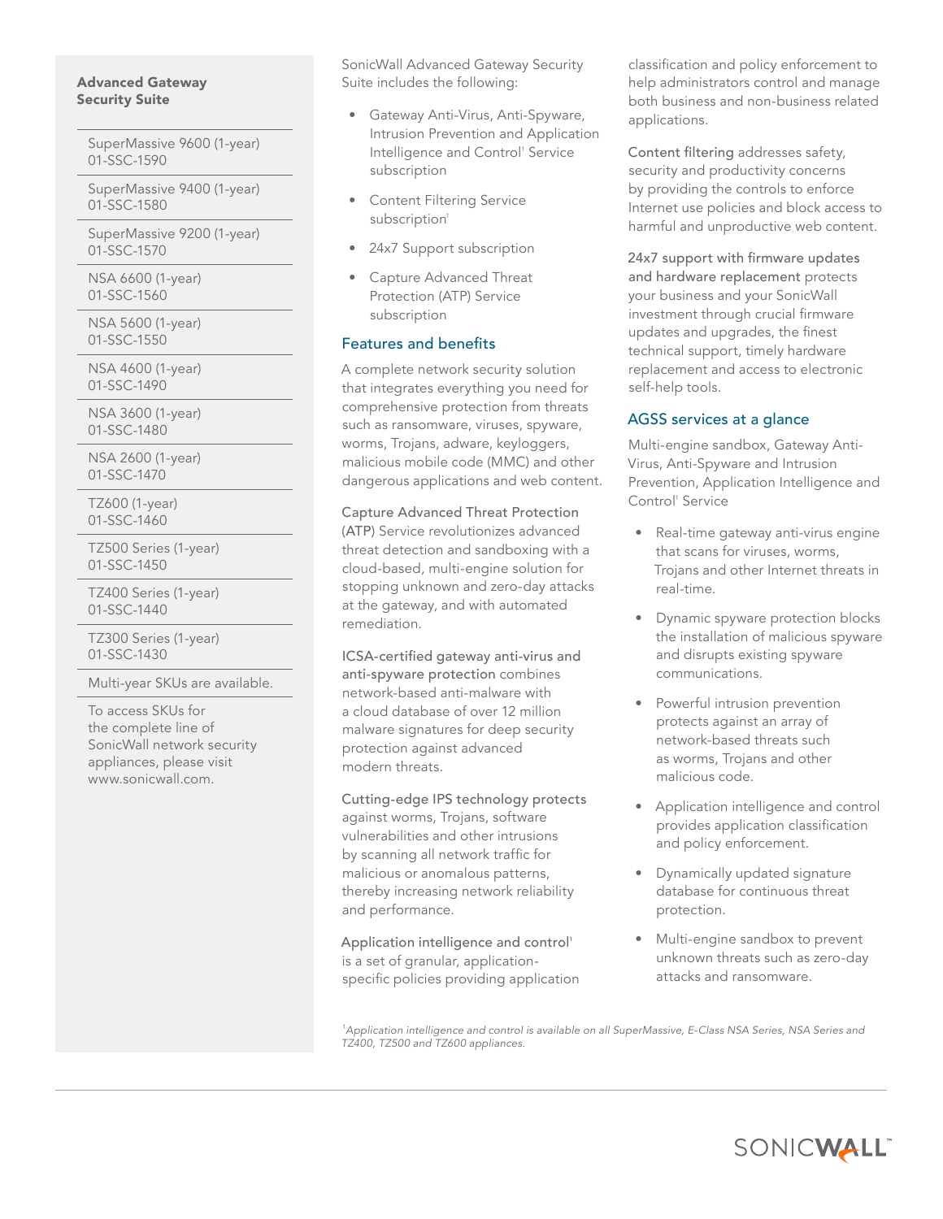**Advanced Gateway Security Suite**

| |
|---|
| SuperMassive 9600 (1-year) 01-SSC-1590 |
| SuperMassive 9400 (1-year) 01-SSC-1580 |
| SuperMassive 9200 (1-year) 01-SSC-1570 |
| NSA 6600 (1-year) 01-SSC-1560 |
| NSA 5600 (1-year) 01-SSC-1550 |
| NSA 4600 (1-year) 01-SSC-1490 |
| NSA 3600 (1-year) 01-SSC-1480 |
| NSA 2600 (1-year) 01-SSC-1470 |
| TZ600 (1-year) 01-SSC-1460 |
| TZ500 Series (1-year) 01-SSC-1450 |
| TZ400 Series (1-year) 01-SSC-1440 |
| TZ300 Series (1-year) 01-SSC-1430 |
| Multi-year SKUs are available. |

To access SKUs for the complete line of SonicWall network security appliances, please visit www.sonicwall.com.

SonicWall Advanced Gateway Security Suite includes the following:

- Gateway Anti-Virus, Anti-Spyware, Intrusion Prevention and Application Intelligence and Control[1] Service subscription
- Content Filtering Service subscription[1]
- 24x7 Support subscription
- Capture Advanced Threat Protection (ATP) Service subscription

## Features and benefits

A complete network security solution that integrates everything you need for comprehensive protection from threats such as ransomware, viruses, spyware, worms, Trojans, adware, keyloggers, malicious mobile code (MMC) and other dangerous applications and web content.

**Capture Advanced Threat Protection (ATP)** Service revolutionizes advanced threat detection and sandboxing with a cloud-based, multi-engine solution for stopping unknown and zero-day attacks at the gateway, and with automated remediation.

**ICSA-certified gateway anti-virus and anti-spyware protection** combines network-based anti-malware with a cloud database of over 12 million malware signatures for deep security protection against advanced modern threats.

**Cutting-edge IPS technology** protects against worms, Trojans, software vulnerabilities and other intrusions by scanning all network traffic for malicious or anomalous patterns, thereby increasing network reliability and performance.

**Application intelligence and control**[1] is a set of granular, application-specific policies providing application classification and policy enforcement to help administrators control and manage both business and non-business related applications.

**Content filtering** addresses safety, security and productivity concerns by providing the controls to enforce Internet use policies and block access to harmful and unproductive web content.

**24x7 support with firmware updates and hardware replacement** protects your business and your SonicWall investment through crucial firmware updates and upgrades, the finest technical support, timely hardware replacement and access to electronic self-help tools.

## AGSS services at a glance

Multi-engine sandbox, Gateway Anti-Virus, Anti-Spyware and Intrusion Prevention, Application Intelligence and Control[1] Service

- Real-time gateway anti-virus engine that scans for viruses, worms, Trojans and other Internet threats in real-time.
- Dynamic spyware protection blocks the installation of malicious spyware and disrupts existing spyware communications.
- Powerful intrusion prevention protects against an array of network-based threats such as worms, Trojans and other malicious code.
- Application intelligence and control provides application classification and policy enforcement.
- Dynamically updated signature database for continuous threat protection.
- Multi-engine sandbox to prevent unknown threats such as zero-day attacks and ransomware.

*[1]Application intelligence and control is available on all SuperMassive, E-Class NSA Series, NSA Series and TZ400, TZ500 and TZ600 appliances.*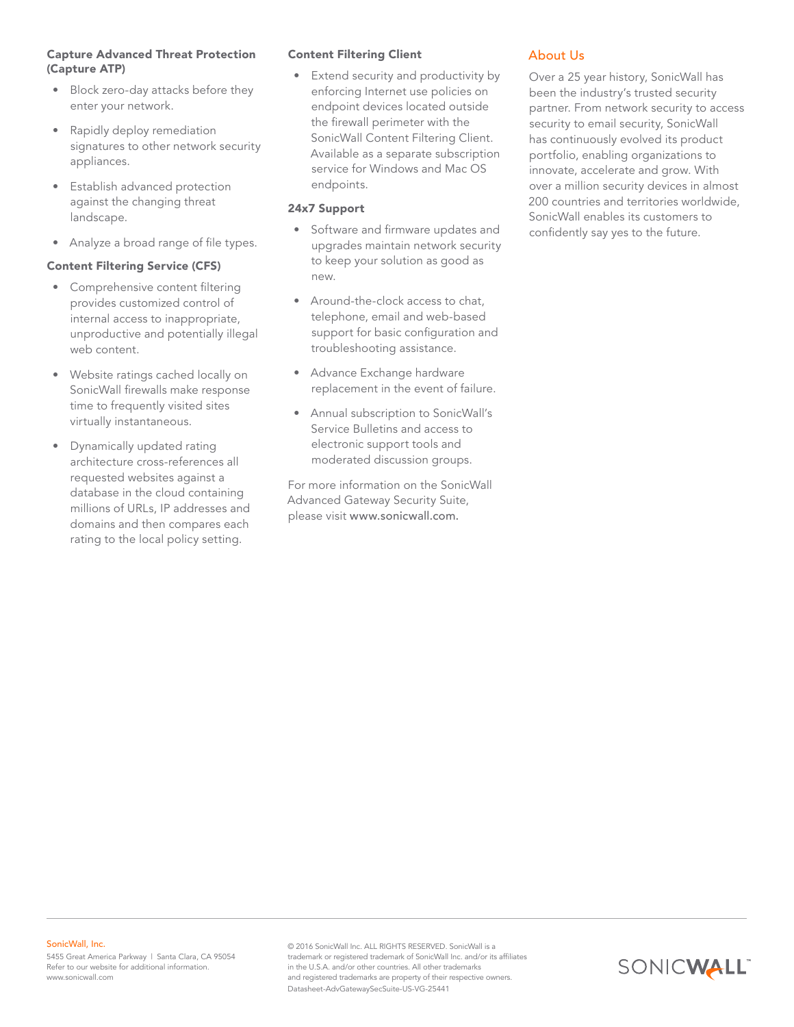### Capture Advanced Threat Protection (Capture ATP)

- Block zero-day attacks before they enter your network.
- Rapidly deploy remediation signatures to other network security appliances.
- Establish advanced protection against the changing threat landscape.
- Analyze a broad range of file types.

### Content Filtering Service (CFS)

- Comprehensive content filtering provides customized control of internal access to inappropriate, unproductive and potentially illegal web content.
- Website ratings cached locally on SonicWall firewalls make response time to frequently visited sites virtually instantaneous.
- Dynamically updated rating architecture cross-references all requested websites against a database in the cloud containing millions of URLs, IP addresses and domains and then compares each rating to the local policy setting.

### Content Filtering Client

- Extend security and productivity by enforcing Internet use policies on endpoint devices located outside the firewall perimeter with the SonicWall Content Filtering Client. Available as a separate subscription service for Windows and Mac OS endpoints.

### 24x7 Support

- Software and firmware updates and upgrades maintain network security to keep your solution as good as new.
- Around-the-clock access to chat, telephone, email and web-based support for basic configuration and troubleshooting assistance.
- Advance Exchange hardware replacement in the event of failure.
- Annual subscription to SonicWall's Service Bulletins and access to electronic support tools and moderated discussion groups.

For more information on the SonicWall Advanced Gateway Security Suite, please visit www.sonicwall.com.

## About Us

Over a 25 year history, SonicWall has been the industry's trusted security partner. From network security to access security to email security, SonicWall has continuously evolved its product portfolio, enabling organizations to innovate, accelerate and grow. With over a million security devices in almost 200 countries and territories worldwide, SonicWall enables its customers to confidently say yes to the future.

SonicWall, Inc.
5455 Great America Parkway | Santa Clara, CA 95054
Refer to our website for additional information.
www.sonicwall.com

© 2016 SonicWall Inc. ALL RIGHTS RESERVED. SonicWall is a trademark or registered trademark of SonicWall Inc. and/or its affiliates in the U.S.A. and/or other countries. All other trademarks and registered trademarks are property of their respective owners.
Datasheet-AdvGatewaySecSuite-US-VG-25441

SONICWALL